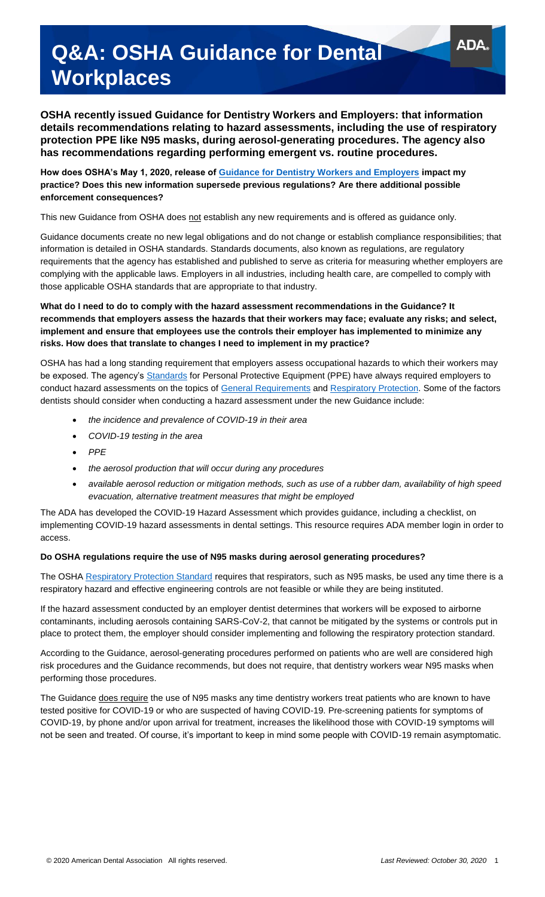# Q&A: OSHA Guidance for Dental Workplaces

**OSHA recently issued Guidance for Dentistry Workers and Employers: that information details recommendations relating to hazard assessments, including the use of respiratory protection PPE like N95 masks, during aerosol-generating procedures. The agency also has recommendations regarding performing emergent vs. routine procedures.**

**How does OSHA's May 1, 2020, release of Guidance for Dentistry Workers and Employers impact my practice? Does this new information supersede previous regulations? Are there additional possible enforcement consequences?**

This new Guidance from OSHA does not establish any new requirements and is offered as guidance only.

Guidance documents create no new legal obligations and do not change or establish compliance responsibilities; that information is detailed in OSHA standards. Standards documents, also known as regulations, are regulatory requirements that the agency has established and published to serve as criteria for measuring whether employers are complying with the applicable laws. Employers in all industries, including health care, are compelled to comply with those applicable OSHA standards that are appropriate to that industry.

**What do I need to do to comply with the hazard assessment recommendations in the Guidance? It recommends that employers assess the hazards that their workers may face; evaluate any risks; and select, implement and ensure that employees use the controls their employer has implemented to minimize any risks. How does that translate to changes I need to implement in my practice?**

OSHA has had a long standing requirement that employers assess occupational hazards to which their workers may be exposed. The agency's Standards for Personal Protective Equipment (PPE) have always required employers to conduct hazard assessments on the topics of General Requirements and Respiratory Protection. Some of the factors dentists should consider when conducting a hazard assessment under the new Guidance include:

- *the incidence and prevalence of COVID-19 in their area*
- *COVID-19 testing in the area*
- *PPE*
- *the aerosol production that will occur during any procedures*
- *available aerosol reduction or mitigation methods, such as use of a rubber dam, availability of high speed evacuation, alternative treatment measures that might be employed*

The ADA has developed the COVID-19 Hazard Assessment which provides guidance, including a checklist, on implementing COVID-19 hazard assessments in dental settings. This resource requires ADA member login in order to access.

**Do OSHA regulations require the use of N95 masks during aerosol generating procedures?**

The OSHA Respiratory Protection Standard requires that respirators, such as N95 masks, be used any time there is a respiratory hazard and effective engineering controls are not feasible or while they are being instituted.

If the hazard assessment conducted by an employer dentist determines that workers will be exposed to airborne contaminants, including aerosols containing SARS-CoV-2, that cannot be mitigated by the systems or controls put in place to protect them, the employer should consider implementing and following the respiratory protection standard.

According to the Guidance, aerosol-generating procedures performed on patients who are well are considered high risk procedures and the Guidance recommends, but does not require, that dentistry workers wear N95 masks when performing those procedures.

The Guidance does require the use of N95 masks any time dentistry workers treat patients who are known to have tested positive for COVID-19 or who are suspected of having COVID-19. Pre-screening patients for symptoms of COVID-19, by phone and/or upon arrival for treatment, increases the likelihood those with COVID-19 symptoms will not be seen and treated. Of course, it's important to keep in mind some people with COVID-19 remain asymptomatic.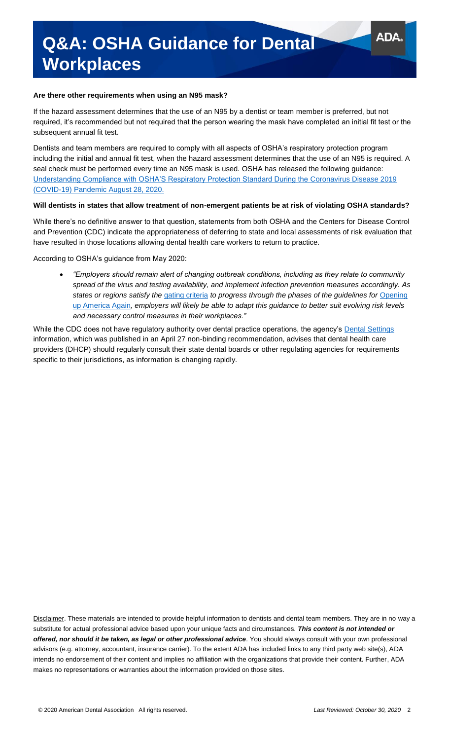# Q&A: OSHA Guidance for Dental Workplaces

**Are there other requirements when using an N95 mask?**

If the hazard assessment determines that the use of an N95 by a dentist or team member is preferred, but not required, it's recommended but not required that the person wearing the mask have completed an initial fit test or the subsequent annual fit test.

Dentists and team members are required to comply with all aspects of OSHA's respiratory protection program including the initial and annual fit test, when the hazard assessment determines that the use of an N95 is required. A seal check must be performed every time an N95 mask is used. OSHA has released the following guidance: Understanding Compliance with OSHA'S Respiratory Protection Standard During the Coronavirus Disease 2019 (COVID-19) Pandemic August 28, 2020.

**Will dentists in states that allow treatment of non-emergent patients be at risk of violating OSHA standards?**

While there's no definitive answer to that question, statements from both OSHA and the Centers for Disease Control and Prevention (CDC) indicate the appropriateness of deferring to state and local assessments of risk evaluation that have resulted in those locations allowing dental health care workers to return to practice.

According to OSHA's guidance from May 2020:

- *"Employers should remain alert of changing outbreak conditions, including as they relate to community spread of the virus and testing availability, and implement infection prevention measures accordingly. As states or regions satisfy the* gating criteria *to progress through the phases of the guidelines for* Opening up America Again*, employers will likely be able to adapt this guidance to better suit evolving risk levels and necessary control measures in their workplaces."*

While the CDC does not have regulatory authority over dental practice operations, the agency's Dental Settings information, which was published in an April 27 non-binding recommendation, advises that dental health care providers (DHCP) should regularly consult their state dental boards or other regulating agencies for requirements specific to their jurisdictions, as information is changing rapidly.

Disclaimer. These materials are intended to provide helpful information to dentists and dental team members. They are in no way a substitute for actual professional advice based upon your unique facts and circumstances. ***This content is not intended or offered, nor should it be taken, as legal or other professional advice***. You should always consult with your own professional advisors (e.g. attorney, accountant, insurance carrier). To the extent ADA has included links to any third party web site(s), ADA intends no endorsement of their content and implies no affiliation with the organizations that provide their content. Further, ADA makes no representations or warranties about the information provided on those sites.

© 2020 American Dental Association All rights reserved. *Last Reviewed: October 30, 2020*